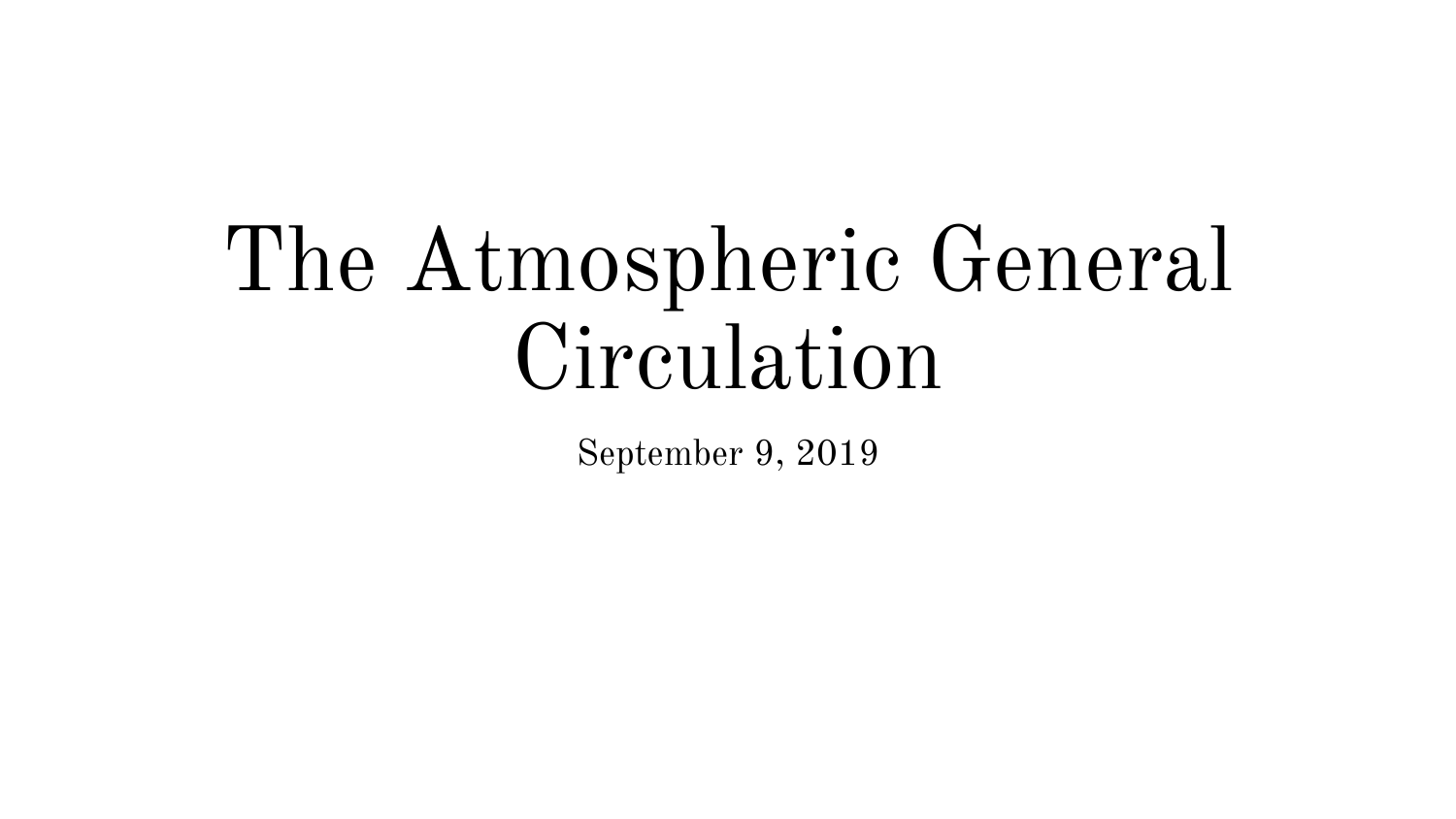# The Atmospheric General Circulation

September 9, 2019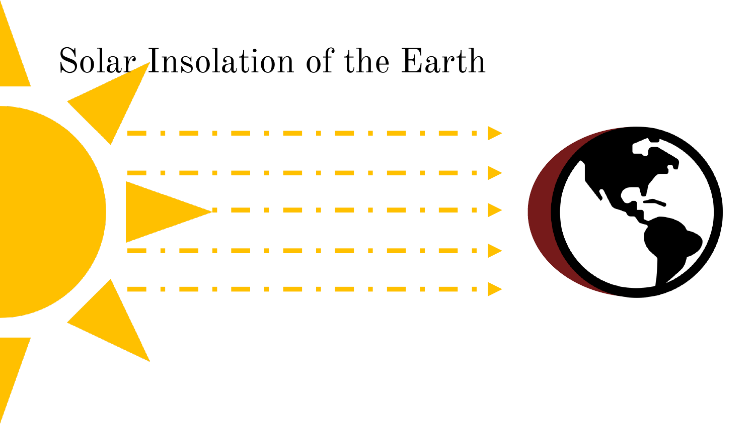# Solar Insolation of the Earth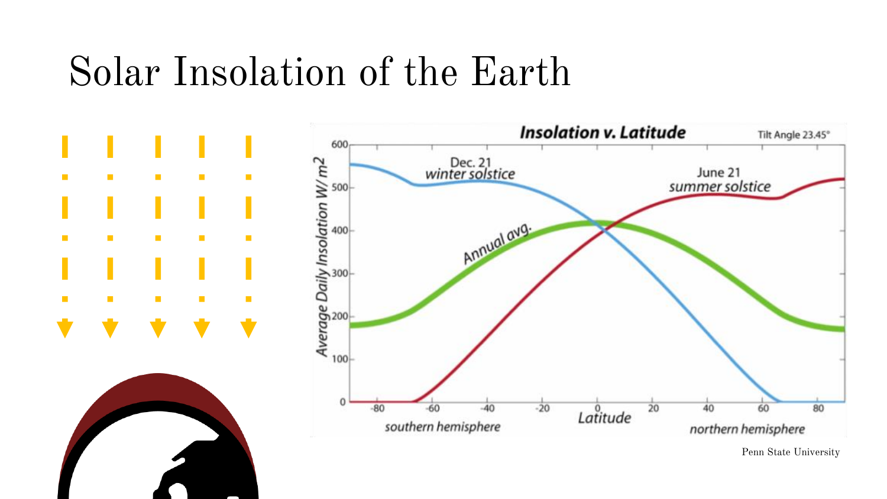# Solar Insolation of the Earth

Penn State University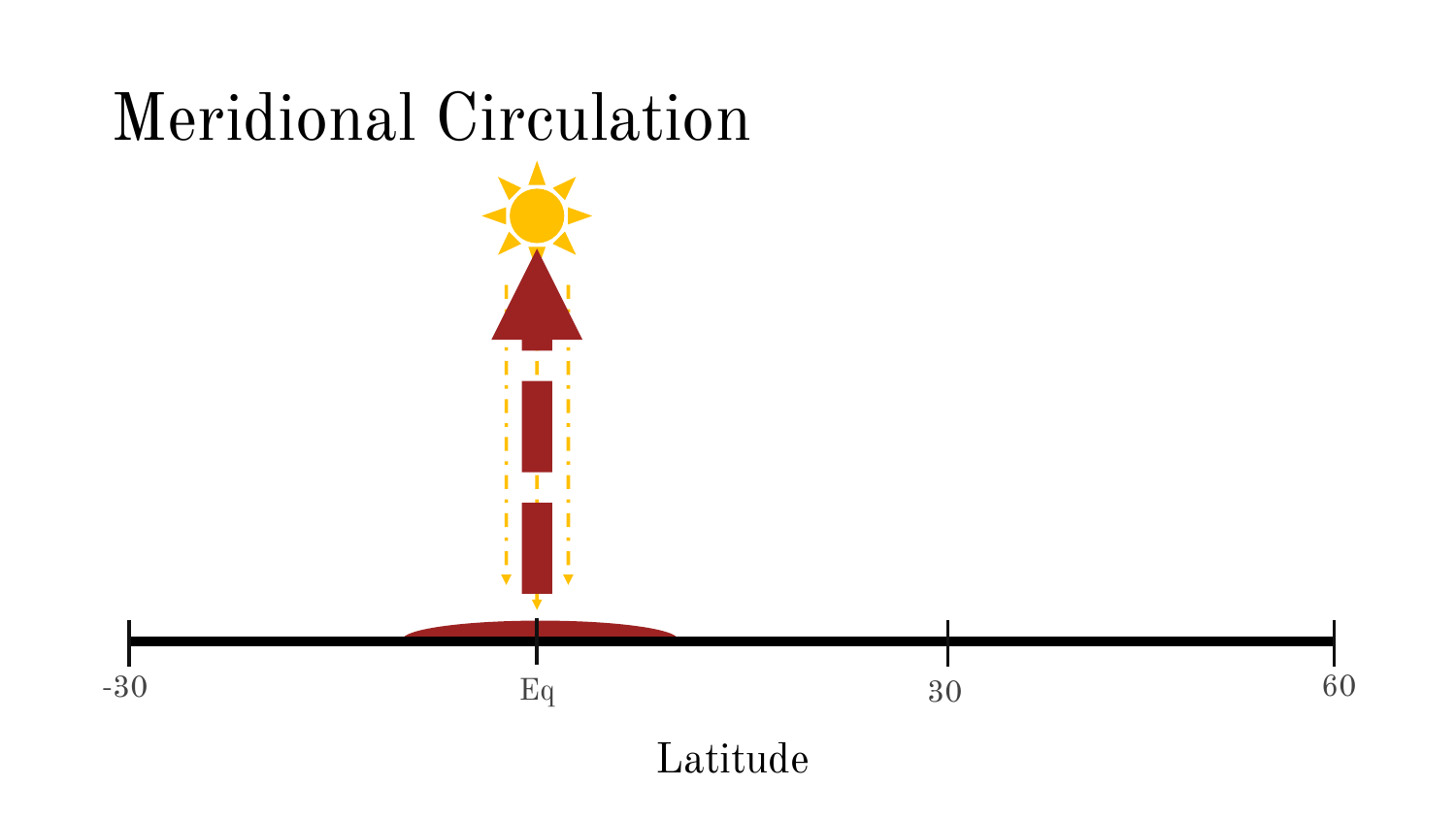# Meridional Circulation

-30 Eq 30 60

Latitude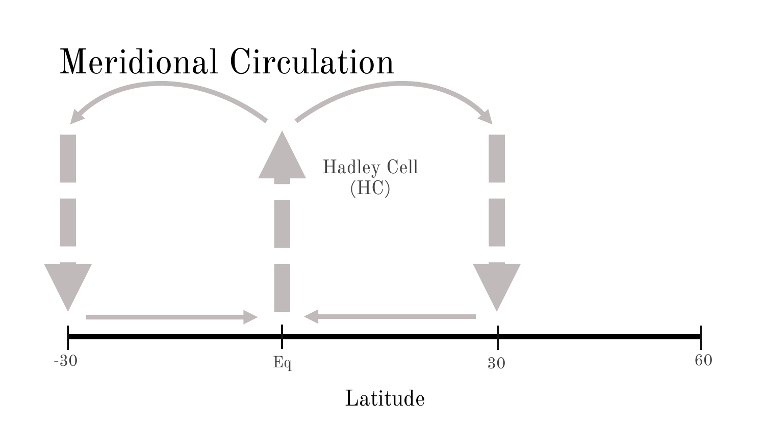# Meridional Circulation

Hadley Cell
(HC)

-30 Eq 30 60

Latitude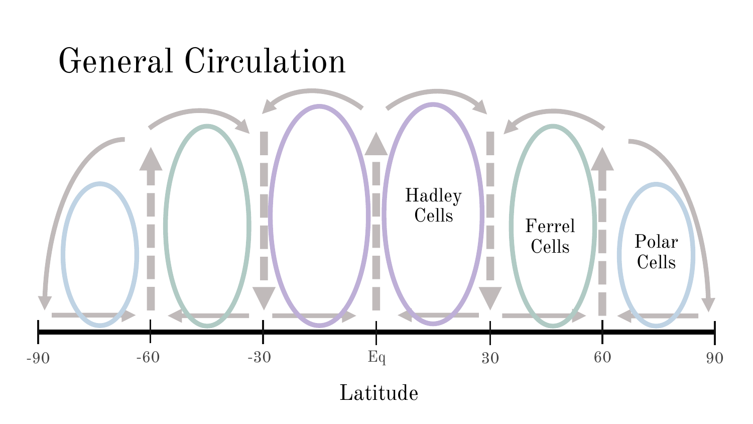# General Circulation

Hadley Cells

Ferrel Cells

Polar Cells

-90 -60 -30 Eq 30 60 90

Latitude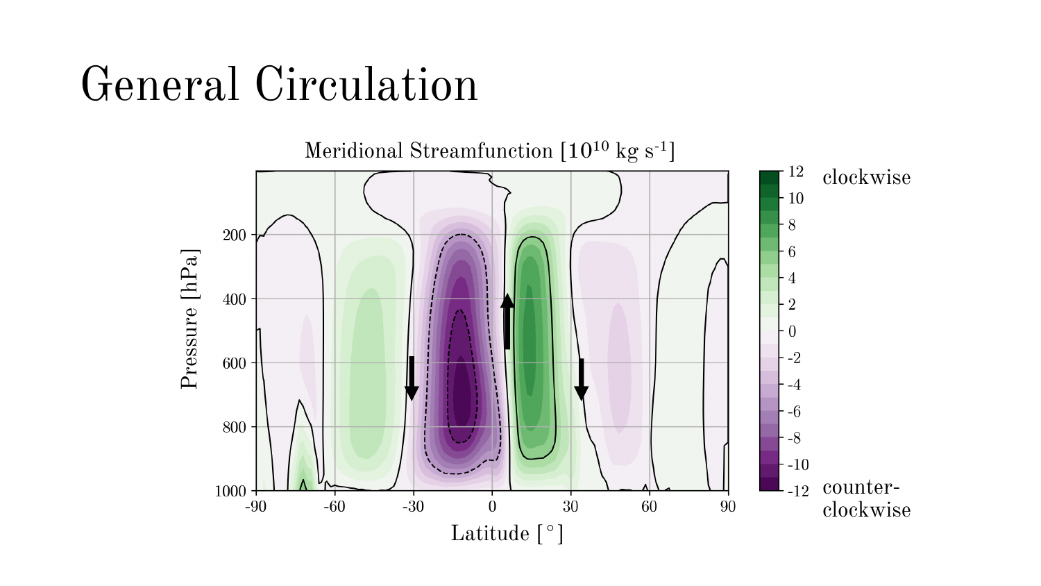# General Circulation

Meridional Streamfunction [$10^{10}$ kg s$^{-1}$]

clockwise

counter-clockwise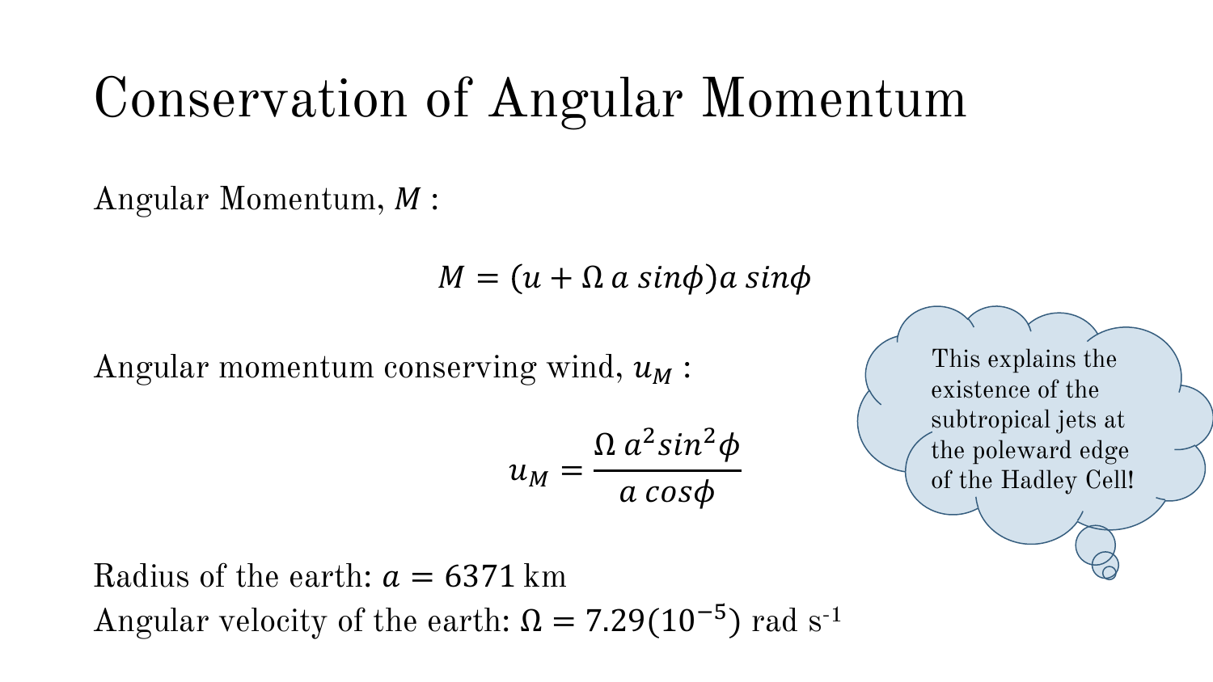# Conservation of Angular Momentum

Angular Momentum, $M$ :

$$M = (u + \Omega\, a\, sin\phi) a\, sin\phi$$

Angular momentum conserving wind, $u_M$ :

$$u_M = \frac{\Omega\, a^2 sin^2\phi}{a\, cos\phi}$$

This explains the existence of the subtropical jets at the poleward edge of the Hadley Cell!

Radius of the earth: $a = 6371$ km

Angular velocity of the earth: $\Omega = 7.29(10^{-5})$ rad s$^{-1}$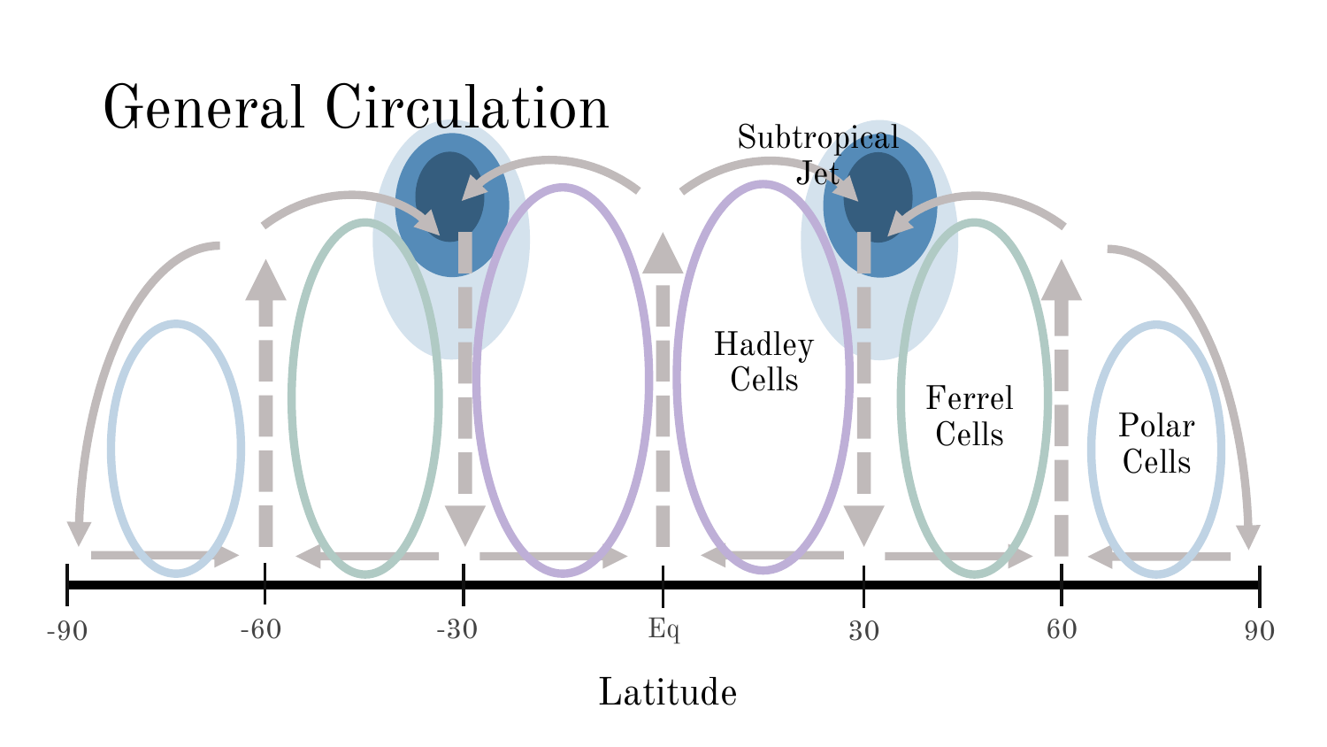# General Circulation

Subtropical Jet

Hadley Cells

Ferrel Cells

Polar Cells

-90 -60 -30 Eq 30 60 90

Latitude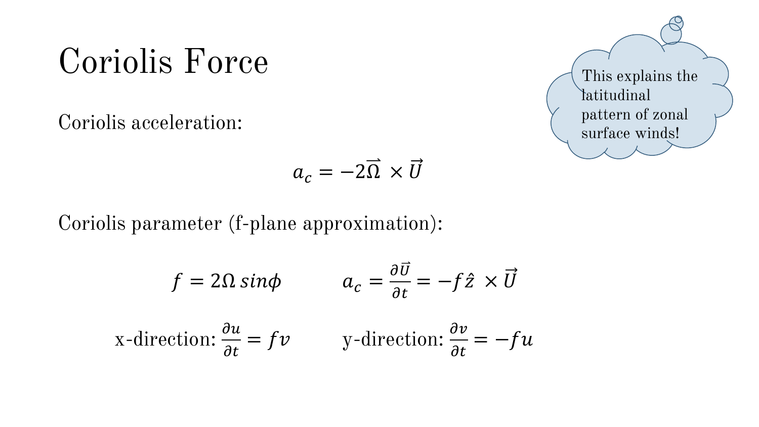# Coriolis Force

Coriolis acceleration:

$$a_c = -2\vec{\Omega} \times \vec{U}$$

Coriolis parameter (f-plane approximation):

$$f = 2\Omega \sin\phi \qquad a_c = \frac{\partial \vec{U}}{\partial t} = -f\hat{z} \times \vec{U}$$

x-direction: $\frac{\partial u}{\partial t} = fv$ y-direction: $\frac{\partial v}{\partial t} = -fu$

This explains the latitudinal pattern of zonal surface winds!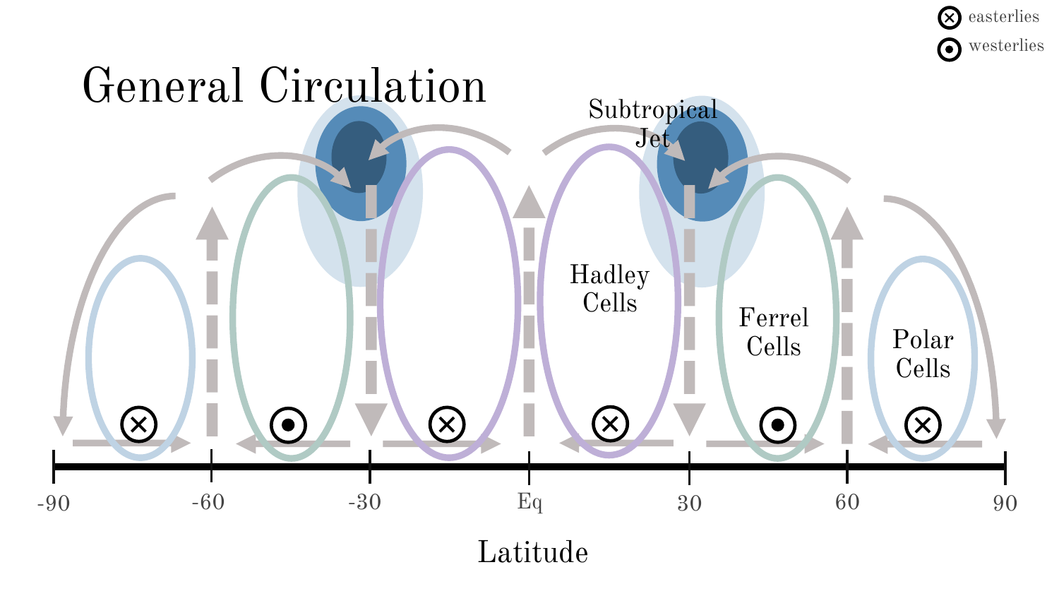# General Circulation

Subtropical Jet

Hadley Cells

Ferrel Cells

Polar Cells

⊗ easterlies

⊙ westerlies

-90 -60 -30 Eq 30 60 90

Latitude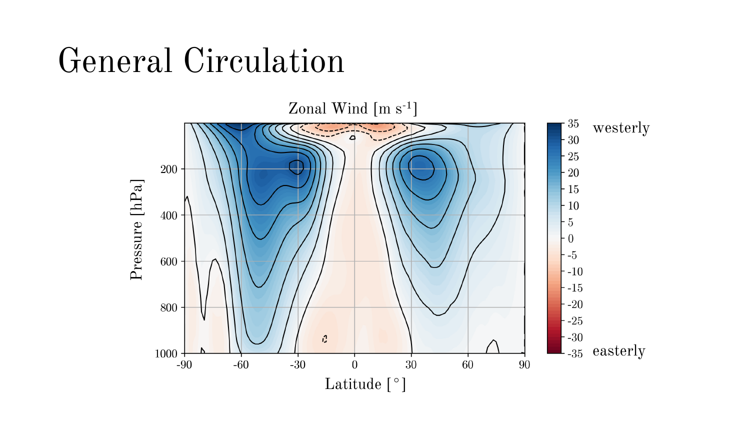# General Circulation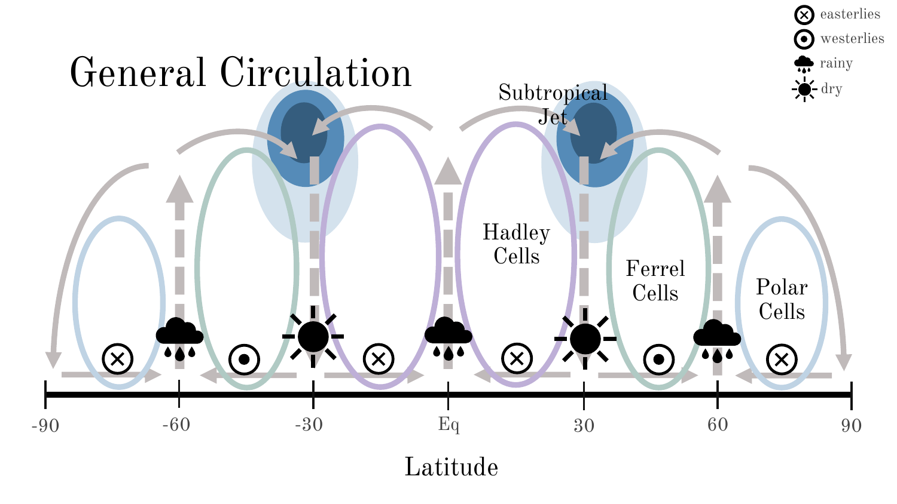# General Circulation

easterlies

westerlies

rainy

dry

Subtropical Jet

Hadley Cells

Ferrel Cells

Polar Cells

-90 -60 -30 Eq 30 60 90

Latitude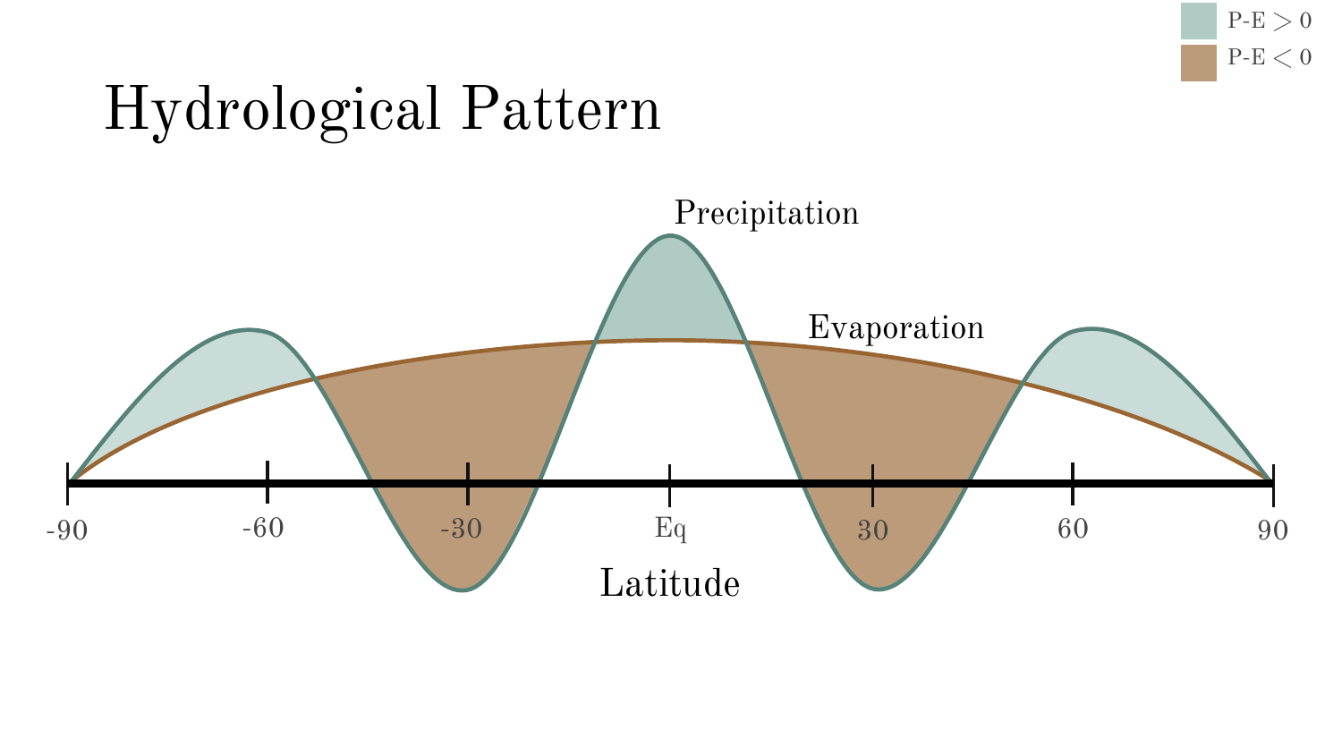# Hydrological Pattern

P-E $> 0$

P-E $< 0$

Precipitation

Evaporation

-90 -60 -30 Eq 30 60 90

Latitude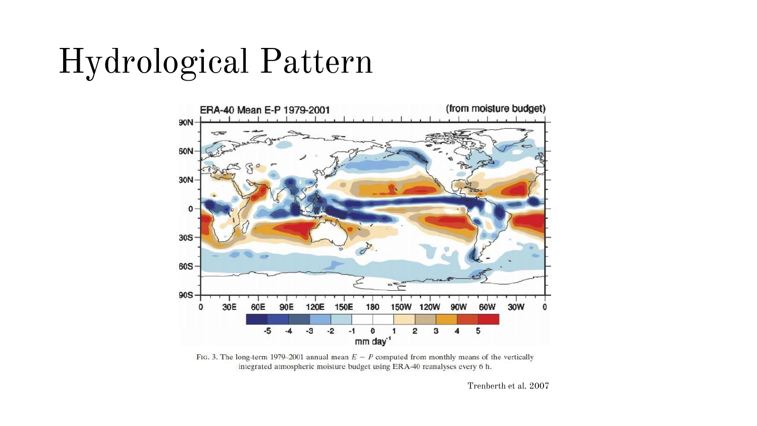# Hydrological Pattern

ERA-40 Mean E-P 1979-2001

(from moisture budget)

90N
60N
30N
0
30S
60S
90S

0 30E 60E 90E 120E 150E 180 150W 120W 90W 60W 30W 0

-5 -4 -3 -2 -1 0 1 2 3 4 5

mm day$^{-1}$

FIG. 3. The long-term 1979–2001 annual mean $E - P$ computed from monthly means of the vertically integrated atmospheric moisture budget using ERA-40 reanalyses every 6 h.

Trenberth et al. 2007